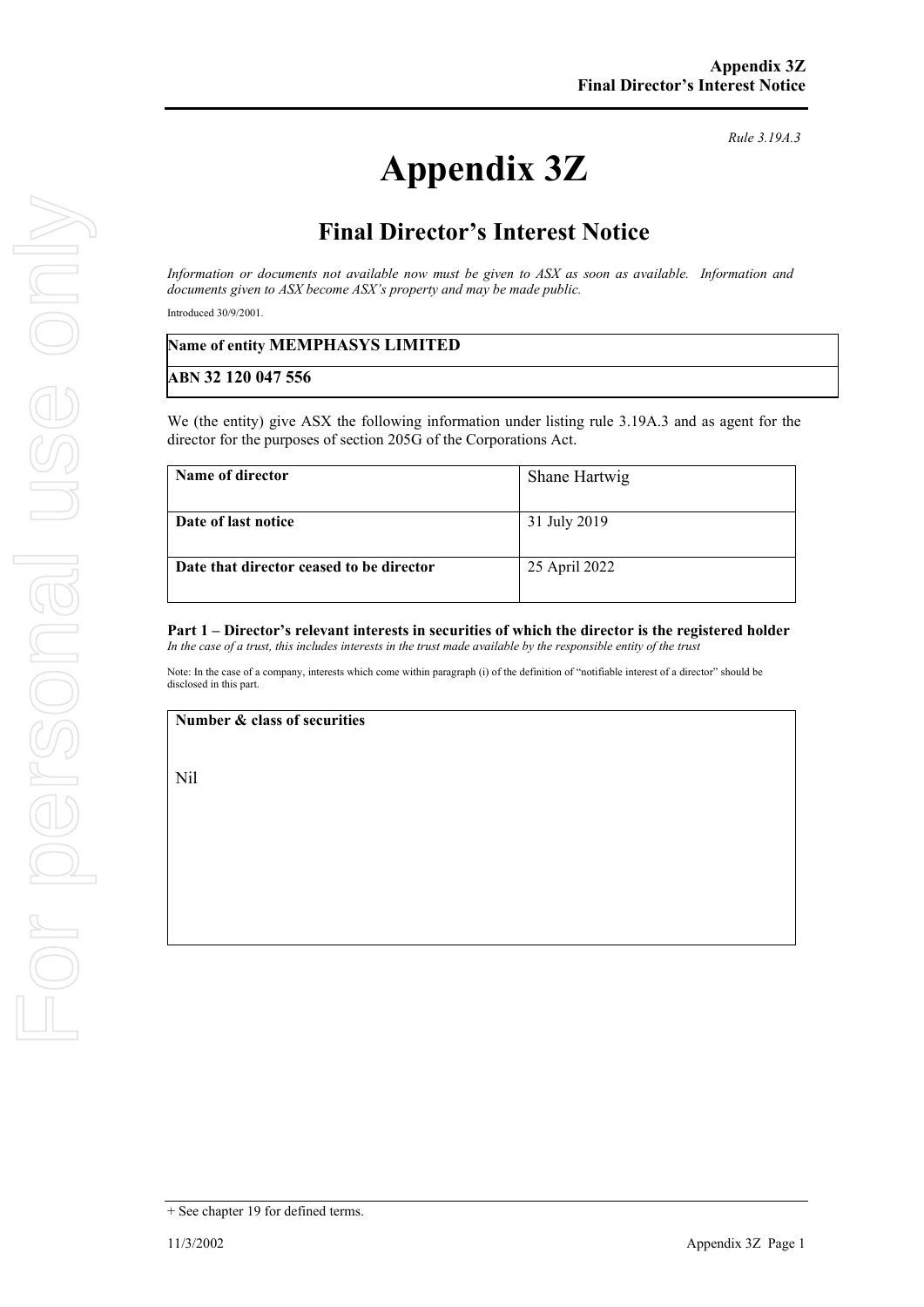*Rule 3.19A.3*

# Appendix 3Z

## Final Director's Interest Notice

*Information or documents not available now must be given to ASX as soon as available. Information and documents given to ASX become ASX's property and may be made public.*

Introduced 30/9/2001.

| **Name of entity MEMPHASYS LIMITED** |
| --- |
| **ABN 32 120 047 556** |

We (the entity) give ASX the following information under listing rule 3.19A.3 and as agent for the director for the purposes of section 205G of the Corporations Act.

| **Name of director** | Shane Hartwig |
| --- | --- |
| **Date of last notice** | 31 July 2019 |
| **Date that director ceased to be director** | 25 April 2022 |

**Part 1 – Director's relevant interests in securities of which the director is the registered holder**
*In the case of a trust, this includes interests in the trust made available by the responsible entity of the trust*

Note: In the case of a company, interests which come within paragraph (i) of the definition of "notifiable interest of a director" should be disclosed in this part.

| **Number & class of securities** |
| --- |
| Nil |

+ See chapter 19 for defined terms.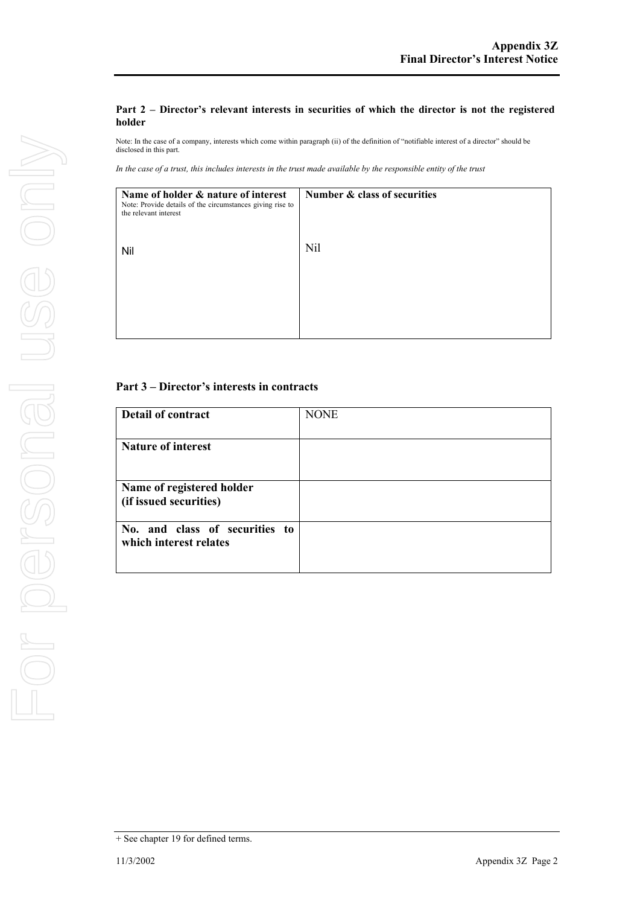## Part 2 – Director's relevant interests in securities of which the director is not the registered holder

Note: In the case of a company, interests which come within paragraph (ii) of the definition of "notifiable interest of a director" should be disclosed in this part.

*In the case of a trust, this includes interests in the trust made available by the responsible entity of the trust*

| Name of holder & nature of interest<br>Note: Provide details of the circumstances giving rise to the relevant interest | Number & class of securities |
|---|---|
| Nil | Nil |

## Part 3 – Director's interests in contracts

| | |
|---|---|
| **Detail of contract** | NONE |
| **Nature of interest** | |
| **Name of registered holder (if issued securities)** | |
| **No. and class of securities to which interest relates** | |

+ See chapter 19 for defined terms.

11/3/2002